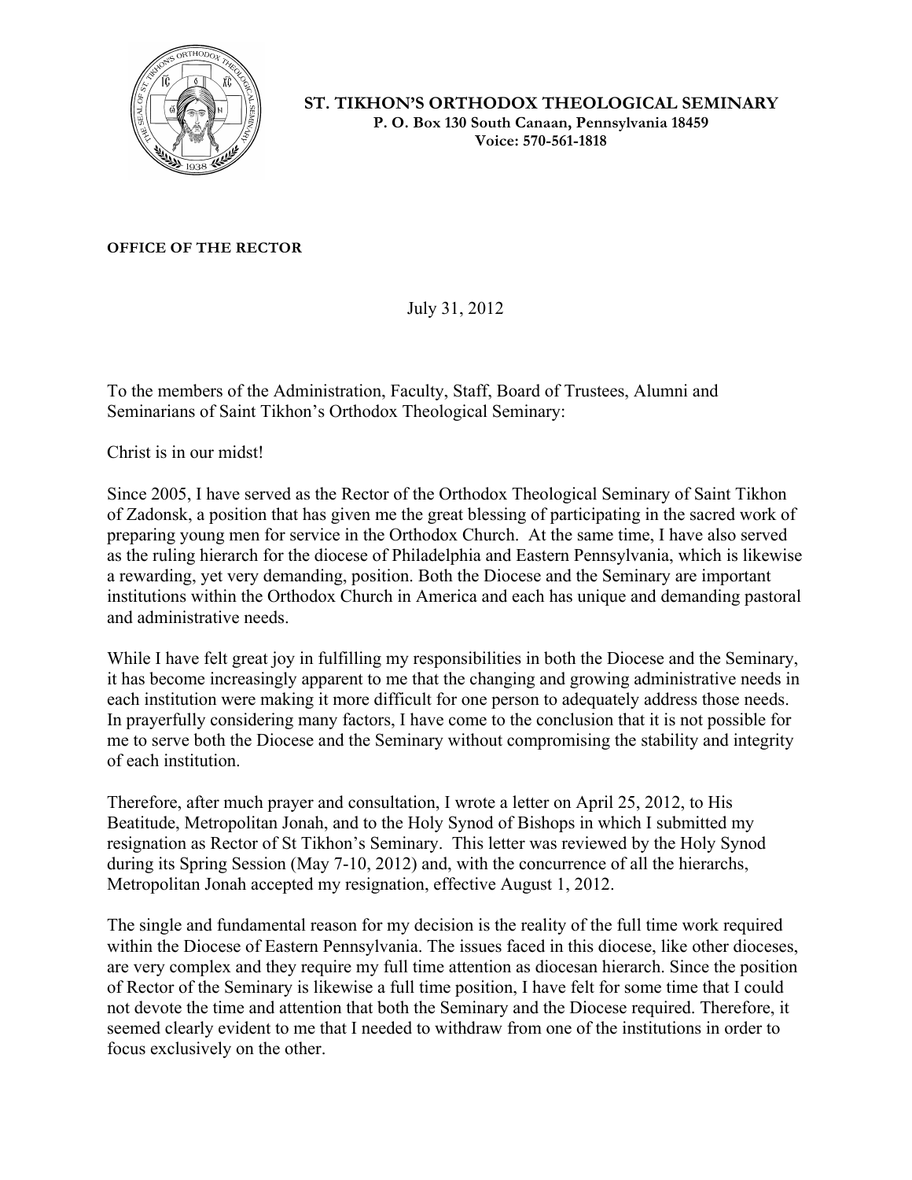**ST. TIKHON'S ORTHODOX THEOLOGICAL SEMINARY**
**P. O. Box 130 South Canaan, Pennsylvania 18459**
**Voice: 570-561-1818**

**OFFICE OF THE RECTOR**

July 31, 2012

To the members of the Administration, Faculty, Staff, Board of Trustees, Alumni and Seminarians of Saint Tikhon's Orthodox Theological Seminary:

Christ is in our midst!

Since 2005, I have served as the Rector of the Orthodox Theological Seminary of Saint Tikhon of Zadonsk, a position that has given me the great blessing of participating in the sacred work of preparing young men for service in the Orthodox Church. At the same time, I have also served as the ruling hierarch for the diocese of Philadelphia and Eastern Pennsylvania, which is likewise a rewarding, yet very demanding, position. Both the Diocese and the Seminary are important institutions within the Orthodox Church in America and each has unique and demanding pastoral and administrative needs.

While I have felt great joy in fulfilling my responsibilities in both the Diocese and the Seminary, it has become increasingly apparent to me that the changing and growing administrative needs in each institution were making it more difficult for one person to adequately address those needs. In prayerfully considering many factors, I have come to the conclusion that it is not possible for me to serve both the Diocese and the Seminary without compromising the stability and integrity of each institution.

Therefore, after much prayer and consultation, I wrote a letter on April 25, 2012, to His Beatitude, Metropolitan Jonah, and to the Holy Synod of Bishops in which I submitted my resignation as Rector of St Tikhon's Seminary. This letter was reviewed by the Holy Synod during its Spring Session (May 7-10, 2012) and, with the concurrence of all the hierarchs, Metropolitan Jonah accepted my resignation, effective August 1, 2012.

The single and fundamental reason for my decision is the reality of the full time work required within the Diocese of Eastern Pennsylvania. The issues faced in this diocese, like other dioceses, are very complex and they require my full time attention as diocesan hierarch. Since the position of Rector of the Seminary is likewise a full time position, I have felt for some time that I could not devote the time and attention that both the Seminary and the Diocese required. Therefore, it seemed clearly evident to me that I needed to withdraw from one of the institutions in order to focus exclusively on the other.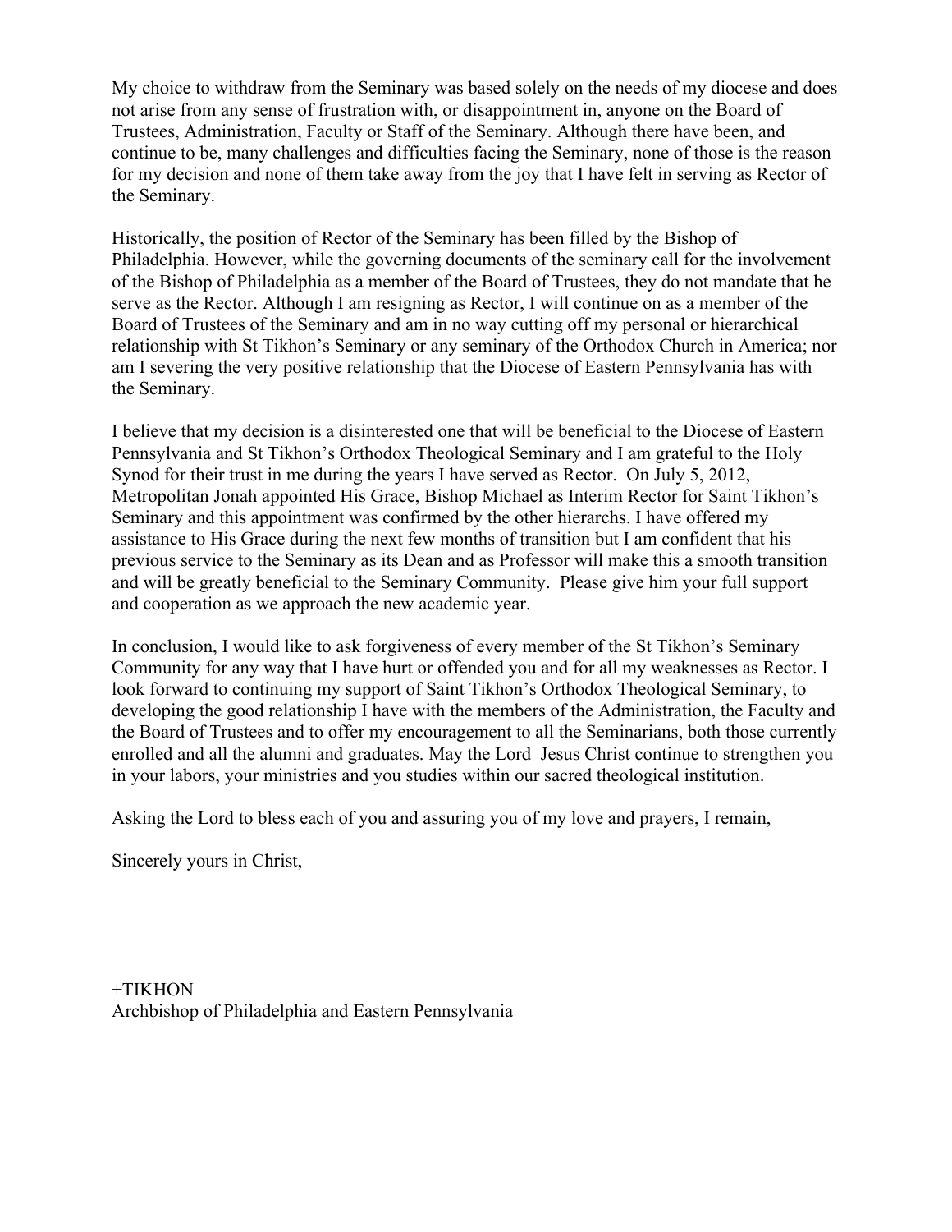My choice to withdraw from the Seminary was based solely on the needs of my diocese and does not arise from any sense of frustration with, or disappointment in, anyone on the Board of Trustees, Administration, Faculty or Staff of the Seminary. Although there have been, and continue to be, many challenges and difficulties facing the Seminary, none of those is the reason for my decision and none of them take away from the joy that I have felt in serving as Rector of the Seminary.

Historically, the position of Rector of the Seminary has been filled by the Bishop of Philadelphia. However, while the governing documents of the seminary call for the involvement of the Bishop of Philadelphia as a member of the Board of Trustees, they do not mandate that he serve as the Rector. Although I am resigning as Rector, I will continue on as a member of the Board of Trustees of the Seminary and am in no way cutting off my personal or hierarchical relationship with St Tikhon's Seminary or any seminary of the Orthodox Church in America; nor am I severing the very positive relationship that the Diocese of Eastern Pennsylvania has with the Seminary.

I believe that my decision is a disinterested one that will be beneficial to the Diocese of Eastern Pennsylvania and St Tikhon's Orthodox Theological Seminary and I am grateful to the Holy Synod for their trust in me during the years I have served as Rector. On July 5, 2012, Metropolitan Jonah appointed His Grace, Bishop Michael as Interim Rector for Saint Tikhon's Seminary and this appointment was confirmed by the other hierarchs. I have offered my assistance to His Grace during the next few months of transition but I am confident that his previous service to the Seminary as its Dean and as Professor will make this a smooth transition and will be greatly beneficial to the Seminary Community. Please give him your full support and cooperation as we approach the new academic year.

In conclusion, I would like to ask forgiveness of every member of the St Tikhon's Seminary Community for any way that I have hurt or offended you and for all my weaknesses as Rector. I look forward to continuing my support of Saint Tikhon's Orthodox Theological Seminary, to developing the good relationship I have with the members of the Administration, the Faculty and the Board of Trustees and to offer my encouragement to all the Seminarians, both those currently enrolled and all the alumni and graduates. May the Lord Jesus Christ continue to strengthen you in your labors, your ministries and you studies within our sacred theological institution.

Asking the Lord to bless each of you and assuring you of my love and prayers, I remain,

Sincerely yours in Christ,

+TIKHON
Archbishop of Philadelphia and Eastern Pennsylvania